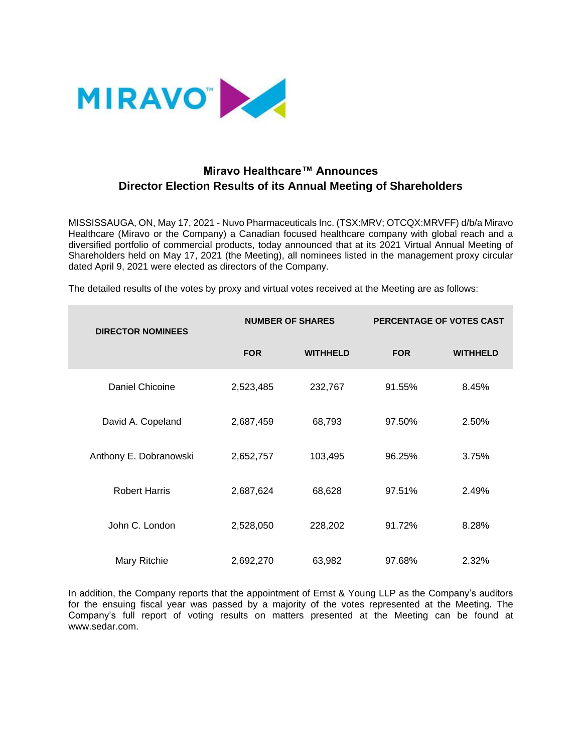MIRAVO™

## Miravo Healthcare™ Announces Director Election Results of its Annual Meeting of Shareholders

MISSISSAUGA, ON, May 17, 2021 - Nuvo Pharmaceuticals Inc. (TSX:MRV; OTCQX:MRVFF) d/b/a Miravo Healthcare (Miravo or the Company) a Canadian focused healthcare company with global reach and a diversified portfolio of commercial products, today announced that at its 2021 Virtual Annual Meeting of Shareholders held on May 17, 2021 (the Meeting), all nominees listed in the management proxy circular dated April 9, 2021 were elected as directors of the Company.

The detailed results of the votes by proxy and virtual votes received at the Meeting are as follows:

| DIRECTOR NOMINEES | NUMBER OF SHARES | | PERCENTAGE OF VOTES CAST | |
|---|---|---|---|---|
| | FOR | WITHHELD | FOR | WITHHELD |
| Daniel Chicoine | 2,523,485 | 232,767 | 91.55% | 8.45% |
| David A. Copeland | 2,687,459 | 68,793 | 97.50% | 2.50% |
| Anthony E. Dobranowski | 2,652,757 | 103,495 | 96.25% | 3.75% |
| Robert Harris | 2,687,624 | 68,628 | 97.51% | 2.49% |
| John C. London | 2,528,050 | 228,202 | 91.72% | 8.28% |
| Mary Ritchie | 2,692,270 | 63,982 | 97.68% | 2.32% |

In addition, the Company reports that the appointment of Ernst & Young LLP as the Company's auditors for the ensuing fiscal year was passed by a majority of the votes represented at the Meeting. The Company's full report of voting results on matters presented at the Meeting can be found at www.sedar.com.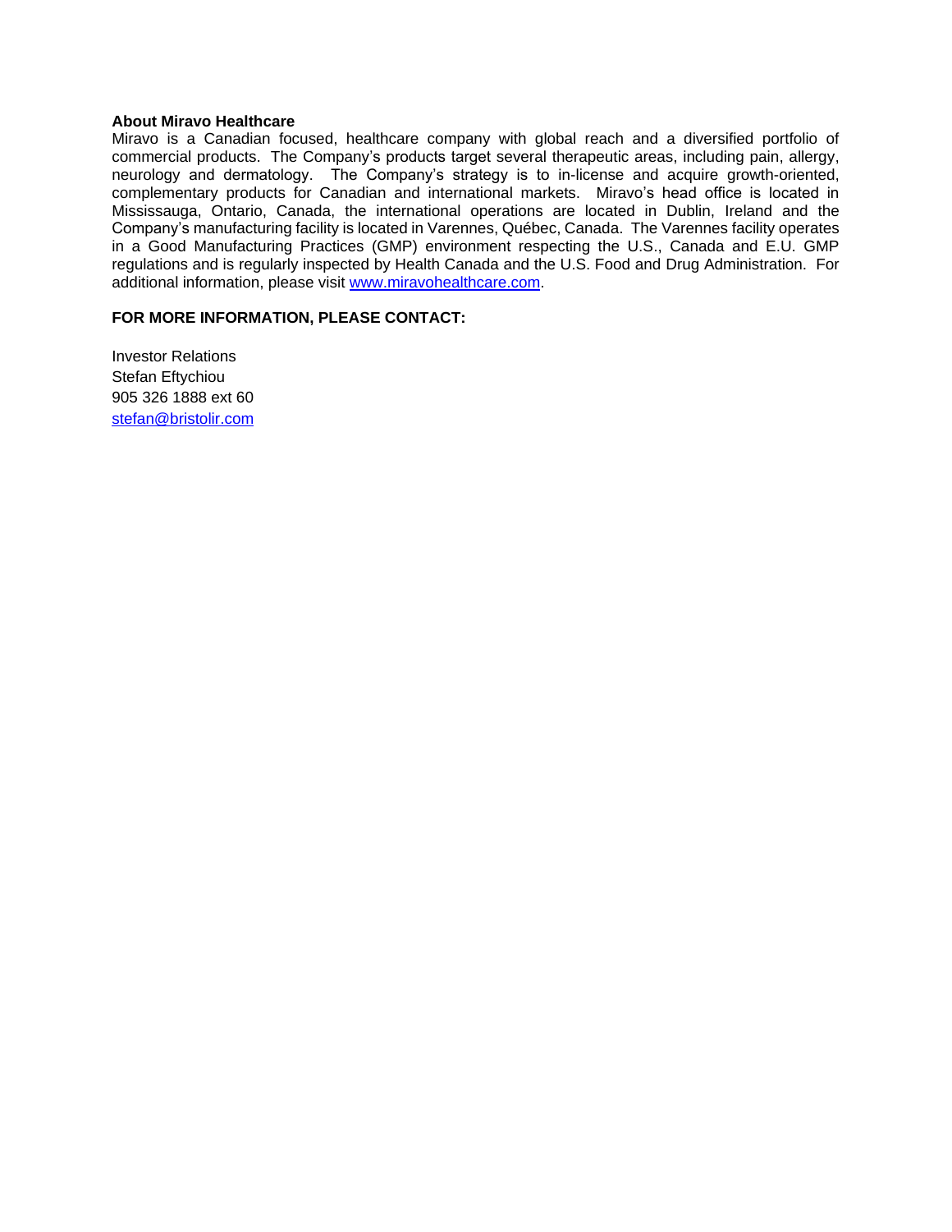**About Miravo Healthcare**

Miravo is a Canadian focused, healthcare company with global reach and a diversified portfolio of commercial products. The Company's products target several therapeutic areas, including pain, allergy, neurology and dermatology. The Company's strategy is to in-license and acquire growth-oriented, complementary products for Canadian and international markets. Miravo's head office is located in Mississauga, Ontario, Canada, the international operations are located in Dublin, Ireland and the Company's manufacturing facility is located in Varennes, Québec, Canada. The Varennes facility operates in a Good Manufacturing Practices (GMP) environment respecting the U.S., Canada and E.U. GMP regulations and is regularly inspected by Health Canada and the U.S. Food and Drug Administration. For additional information, please visit www.miravohealthcare.com.

**FOR MORE INFORMATION, PLEASE CONTACT:**

Investor Relations
Stefan Eftychiou
905 326 1888 ext 60
stefan@bristolir.com